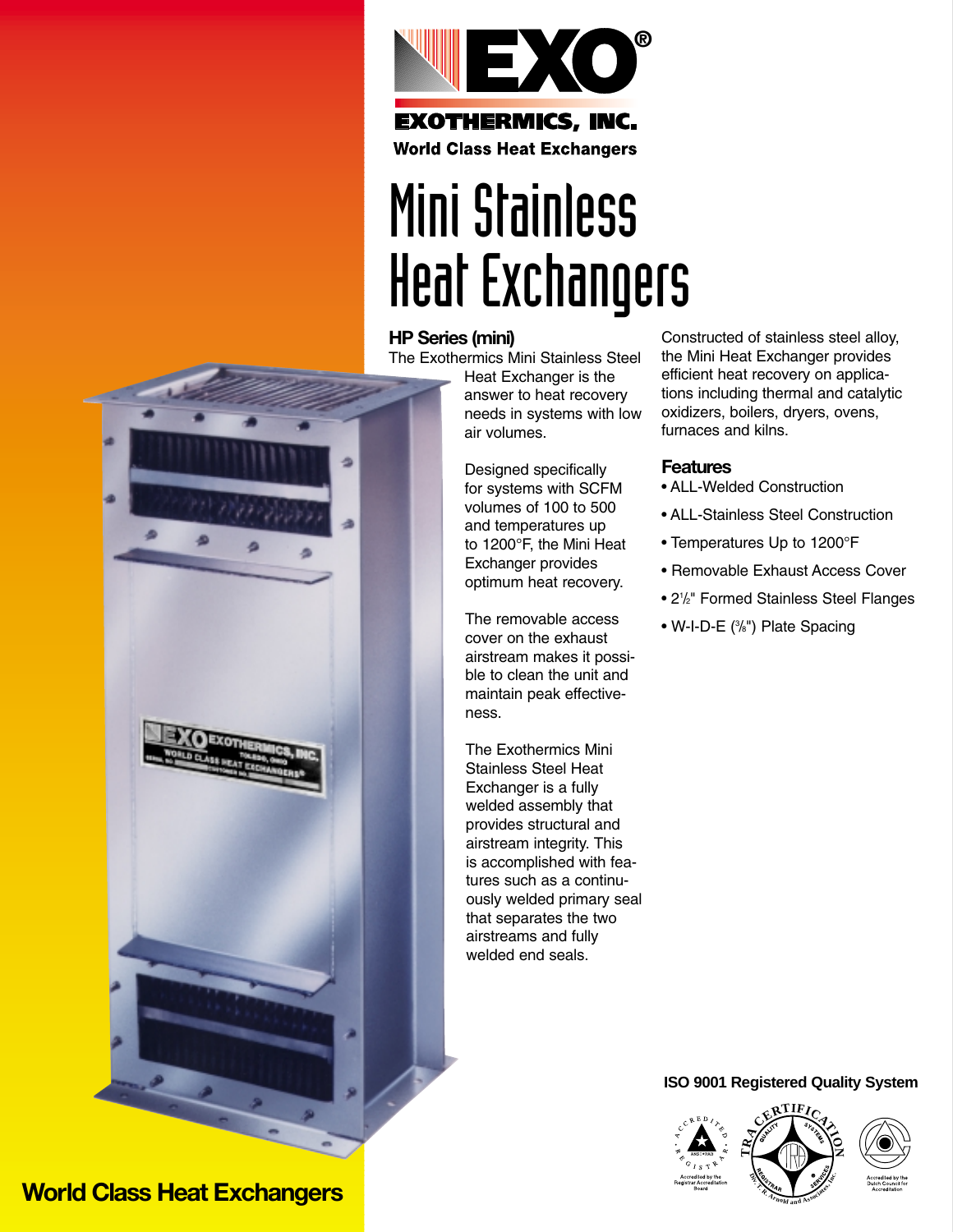**EXO®**

**EXOTHERMICS, INC.**

**World Class Heat Exchangers**

# Mini Stainless Heat Exchangers

## HP Series (mini)

The Exothermics Mini Stainless Steel Heat Exchanger is the answer to heat recovery needs in systems with low air volumes.

Designed specifically for systems with SCFM volumes of 100 to 500 and temperatures up to 1200°F, the Mini Heat Exchanger provides optimum heat recovery.

The removable access cover on the exhaust airstream makes it possible to clean the unit and maintain peak effectiveness.

The Exothermics Mini Stainless Steel Heat Exchanger is a fully welded assembly that provides structural and airstream integrity. This is accomplished with features such as a continuously welded primary seal that separates the two airstreams and fully welded end seals.

Constructed of stainless steel alloy, the Mini Heat Exchanger provides efficient heat recovery on applications including thermal and catalytic oxidizers, boilers, dryers, ovens, furnaces and kilns.

## Features

- ALL-Welded Construction
- ALL-Stainless Steel Construction
- Temperatures Up to 1200°F
- Removable Exhaust Access Cover
- 2½" Formed Stainless Steel Flanges
- W-I-D-E (⅜") Plate Spacing

**ISO 9001 Registered Quality System**

**World Class Heat Exchangers**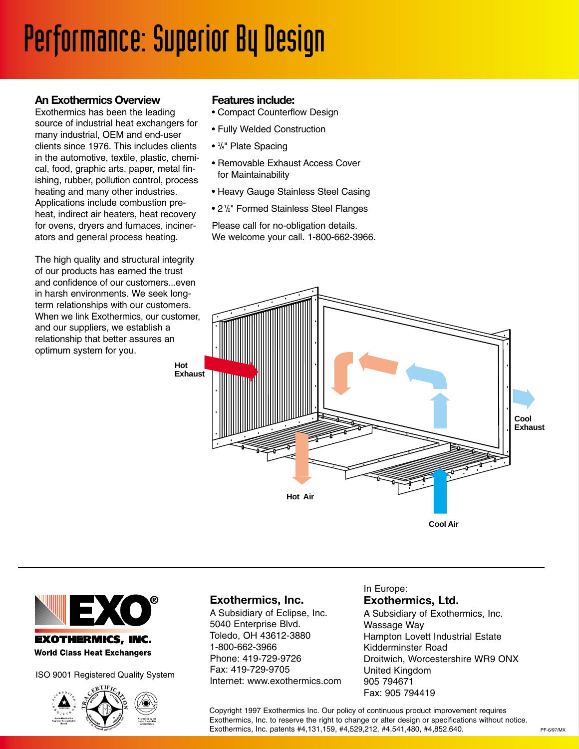# Performance: Superior By Design

### An Exothermics Overview

Exothermics has been the leading source of industrial heat exchangers for many industrial, OEM and end-user clients since 1976. This includes clients in the automotive, textile, plastic, chemical, food, graphic arts, paper, metal finishing, rubber, pollution control, process heating and many other industries. Applications include combustion preheat, indirect air heaters, heat recovery for ovens, dryers and furnaces, incinerators and general process heating.

The high quality and structural integrity of our products has earned the trust and confidence of our customers...even in harsh environments. We seek long-term relationships with our customers. When we link Exothermics, our customer, and our suppliers, we establish a relationship that better assures an optimum system for you.

### Features include:

- Compact Counterflow Design
- Fully Welded Construction
- 3/8" Plate Spacing
- Removable Exhaust Access Cover for Maintainability
- Heavy Gauge Stainless Steel Casing
- 2 1/2" Formed Stainless Steel Flanges

Please call for no-obligation details.
We welcome your call. 1-800-662-3966.

Hot Exhaust

Cool Exhaust

Hot Air

Cool Air

---

**EXO®**
**EXOTHERMICS, INC.**
**World Class Heat Exchangers**

ISO 9001 Registered Quality System

**Exothermics, Inc.**
A Subsidiary of Eclipse, Inc.
5040 Enterprise Blvd.
Toledo, OH 43612-3880
1-800-662-3966
Phone: 419-729-9726
Fax: 419-729-9705
Internet: www.exothermics.com

In Europe:
**Exothermics, Ltd.**
A Subsidiary of Exothermics, Inc.
Wassage Way
Hampton Lovett Industrial Estate
Kidderminster Road
Droitwich, Worcestershire WR9 ONX
United Kingdom
905 794671
Fax: 905 794419

Copyright 1997 Exothermics Inc. Our policy of continuous product improvement requires Exothermics, Inc. to reserve the right to change or alter design or specifications without notice. Exothermics, Inc. patents #4,131,159, #4,529,212, #4,541,480, #4,852,640.

PF-6/97/MX